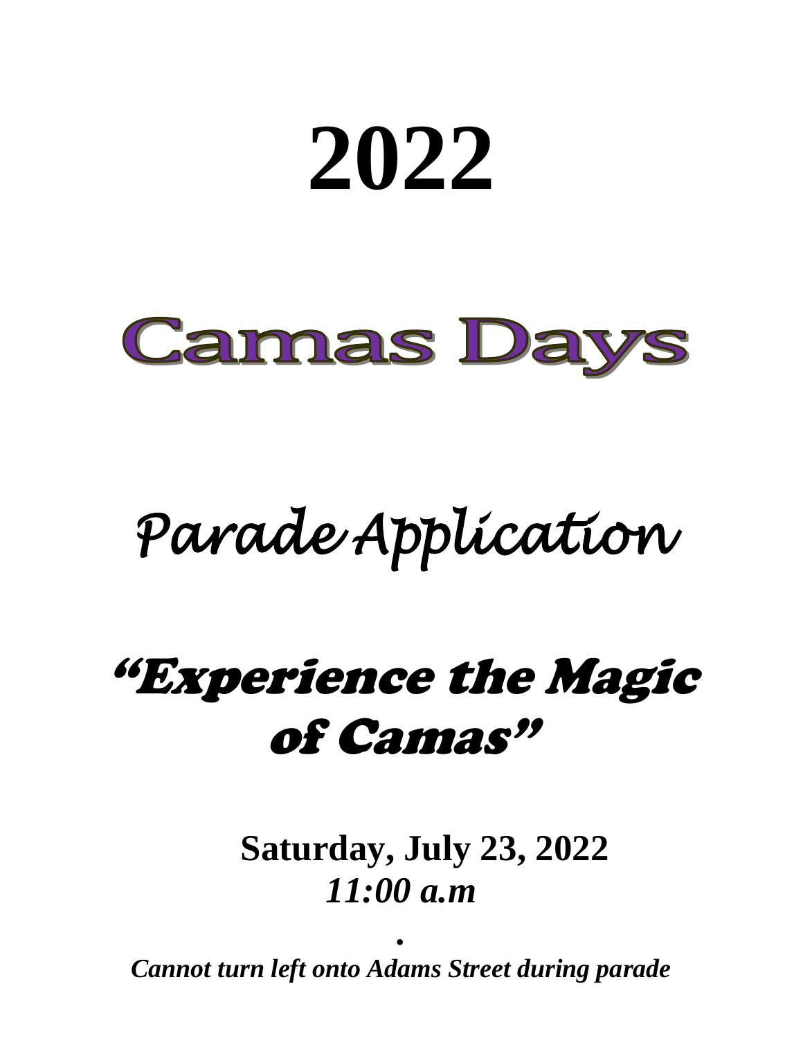# 2022

# Camas Days

## *Parade Application*

## *"Experience the Magic of Camas"*

**Saturday, July 23, 2022**

***11:00 a.m***

***.***

***Cannot turn left onto Adams Street during parade***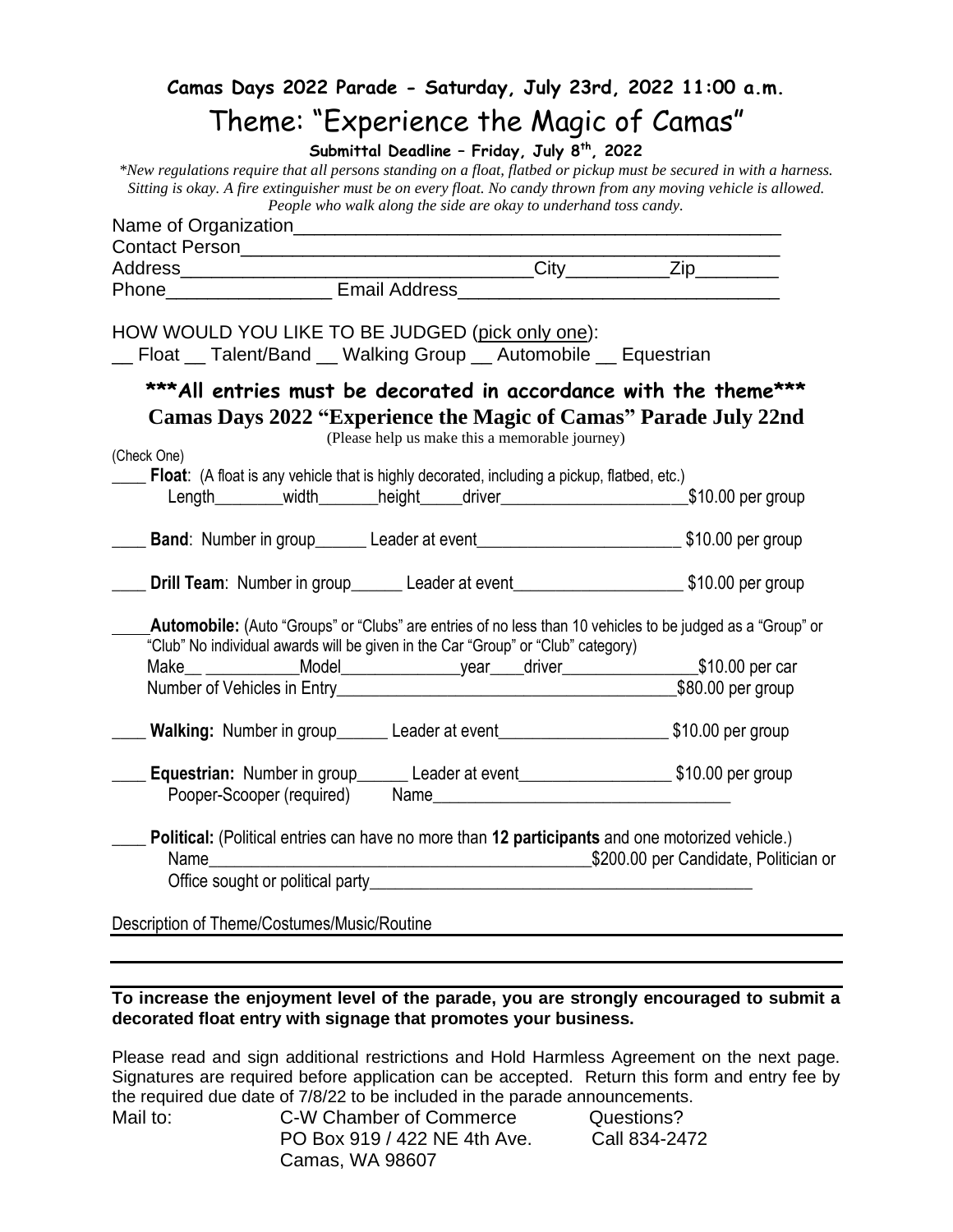**Camas Days 2022 Parade - Saturday, July 23rd, 2022 11:00 a.m.**

# Theme: "Experience the Magic of Camas"

**Submittal Deadline – Friday, July 8th, 2022**

*\*New regulations require that all persons standing on a float, flatbed or pickup must be secured in with a harness. Sitting is okay. A fire extinguisher must be on every float. No candy thrown from any moving vehicle is allowed. People who walk along the side are okay to underhand toss candy.*

Name of Organization_______________________________________________

Contact Person_____________________________________________________

Address________________________________City__________Zip________

Phone________________ Email Address______________________________

HOW WOULD YOU LIKE TO BE JUDGED (pick only one):

__ Float __ Talent/Band __ Walking Group __ Automobile __ Equestrian

## \*\*\*All entries must be decorated in accordance with the theme\*\*\*

## Camas Days 2022 "Experience the Magic of Camas" Parade July 22nd

(Please help us make this a memorable journey)

(Check One)

____ **Float**: (A float is any vehicle that is highly decorated, including a pickup, flatbed, etc.)
Length________width_______height_____driver_____________________$10.00 per group

____ **Band**: Number in group______ Leader at event________________________ $10.00 per group

____ **Drill Team**: Number in group______ Leader at event___________________ $10.00 per group

____**Automobile:** (Auto "Groups" or "Clubs" are entries of no less than 10 vehicles to be judged as a "Group" or "Club" No individual awards will be given in the Car "Group" or "Club" category)
Make__ ___________Model______________year____driver________________$10.00 per car
Number of Vehicles in Entry________________________________________$80.00 per group

____ **Walking:** Number in group______ Leader at event___________________ $10.00 per group

____ **Equestrian:** Number in group______ Leader at event_________________ $10.00 per group
Pooper-Scooper (required) Name__________________________________

____ **Political:** (Political entries can have no more than **12 participants** and one motorized vehicle.)
Name____________________________________________$200.00 per Candidate, Politician or
Office sought or political party_____________________________________________

Description of Theme/Costumes/Music/Routine

**To increase the enjoyment level of the parade, you are strongly encouraged to submit a decorated float entry with signage that promotes your business.**

Please read and sign additional restrictions and Hold Harmless Agreement on the next page. Signatures are required before application can be accepted. Return this form and entry fee by the required due date of 7/8/22 to be included in the parade announcements.

Mail to: C-W Chamber of Commerce
PO Box 919 / 422 NE 4th Ave.
Camas, WA 98607

Questions?
Call 834-2472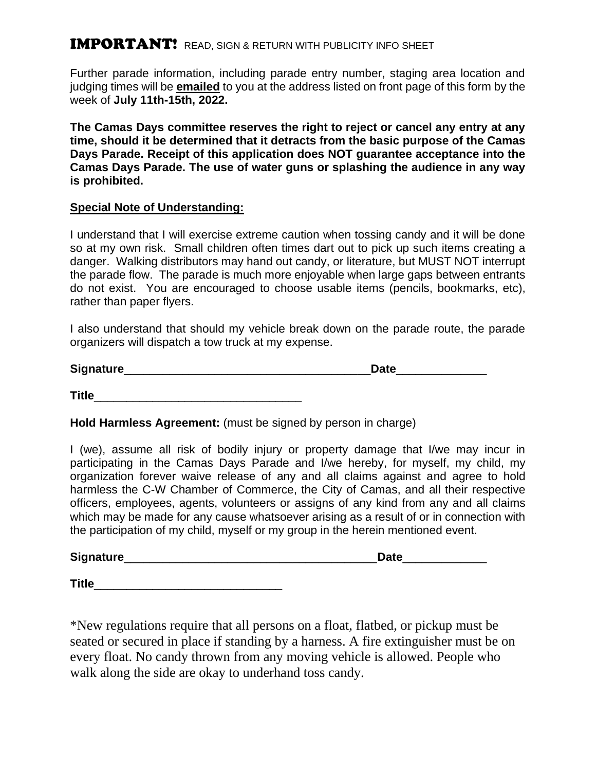**IMPORTANT!** READ, SIGN & RETURN WITH PUBLICITY INFO SHEET

Further parade information, including parade entry number, staging area location and judging times will be **emailed** to you at the address listed on front page of this form by the week of **July 11th-15th, 2022.**

**The Camas Days committee reserves the right to reject or cancel any entry at any time, should it be determined that it detracts from the basic purpose of the Camas Days Parade. Receipt of this application does NOT guarantee acceptance into the Camas Days Parade. The use of water guns or splashing the audience in any way is prohibited.**

**Special Note of Understanding:**

I understand that I will exercise extreme caution when tossing candy and it will be done so at my own risk. Small children often times dart out to pick up such items creating a danger. Walking distributors may hand out candy, or literature, but MUST NOT interrupt the parade flow. The parade is much more enjoyable when large gaps between entrants do not exist. You are encouraged to choose usable items (pencils, bookmarks, etc), rather than paper flyers.

I also understand that should my vehicle break down on the parade route, the parade organizers will dispatch a tow truck at my expense.

**Signature**_______________________________________**Date**______________

**Title**_________________________________

**Hold Harmless Agreement:** (must be signed by person in charge)

I (we), assume all risk of bodily injury or property damage that I/we may incur in participating in the Camas Days Parade and I/we hereby, for myself, my child, my organization forever waive release of any and all claims against and agree to hold harmless the C-W Chamber of Commerce, the City of Camas, and all their respective officers, employees, agents, volunteers or assigns of any kind from any and all claims which may be made for any cause whatsoever arising as a result of or in connection with the participation of my child, myself or my group in the herein mentioned event.

**Signature**_______________________________________**Date**_____________

**Title**______________________________

*New regulations require that all persons on a float, flatbed, or pickup must be seated or secured in place if standing by a harness. A fire extinguisher must be on every float. No candy thrown from any moving vehicle is allowed. People who walk along the side are okay to underhand toss candy.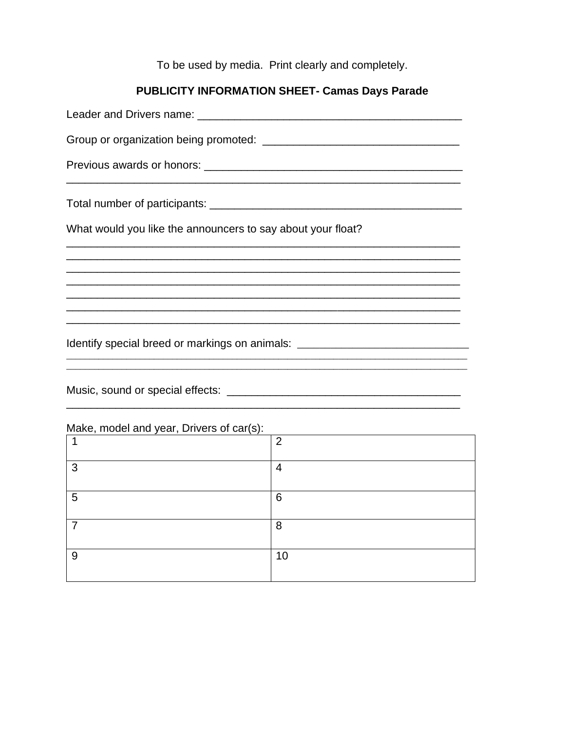To be used by media. Print clearly and completely.

**PUBLICITY INFORMATION SHEET- Camas Days Parade**

Leader and Drivers name: ___________________________________________

Group or organization being promoted: ________________________________

Previous awards or honors: __________________________________________
_________________________________________________________________

Total number of participants: _________________________________________

What would you like the announcers to say about your float?
_________________________________________________________________
_________________________________________________________________
_________________________________________________________________
_________________________________________________________________
_________________________________________________________________
_________________________________________________________________
_________________________________________________________________

Identify special breed or markings on animals: ____________________________
_________________________________________________________________
_________________________________________________________________

Music, sound or special effects: ______________________________________
_________________________________________________________________

Make, model and year, Drivers of car(s):

| | |
|---|---|
| 1 | 2 |
| 3 | 4 |
| 5 | 6 |
| 7 | 8 |
| 9 | 10 |